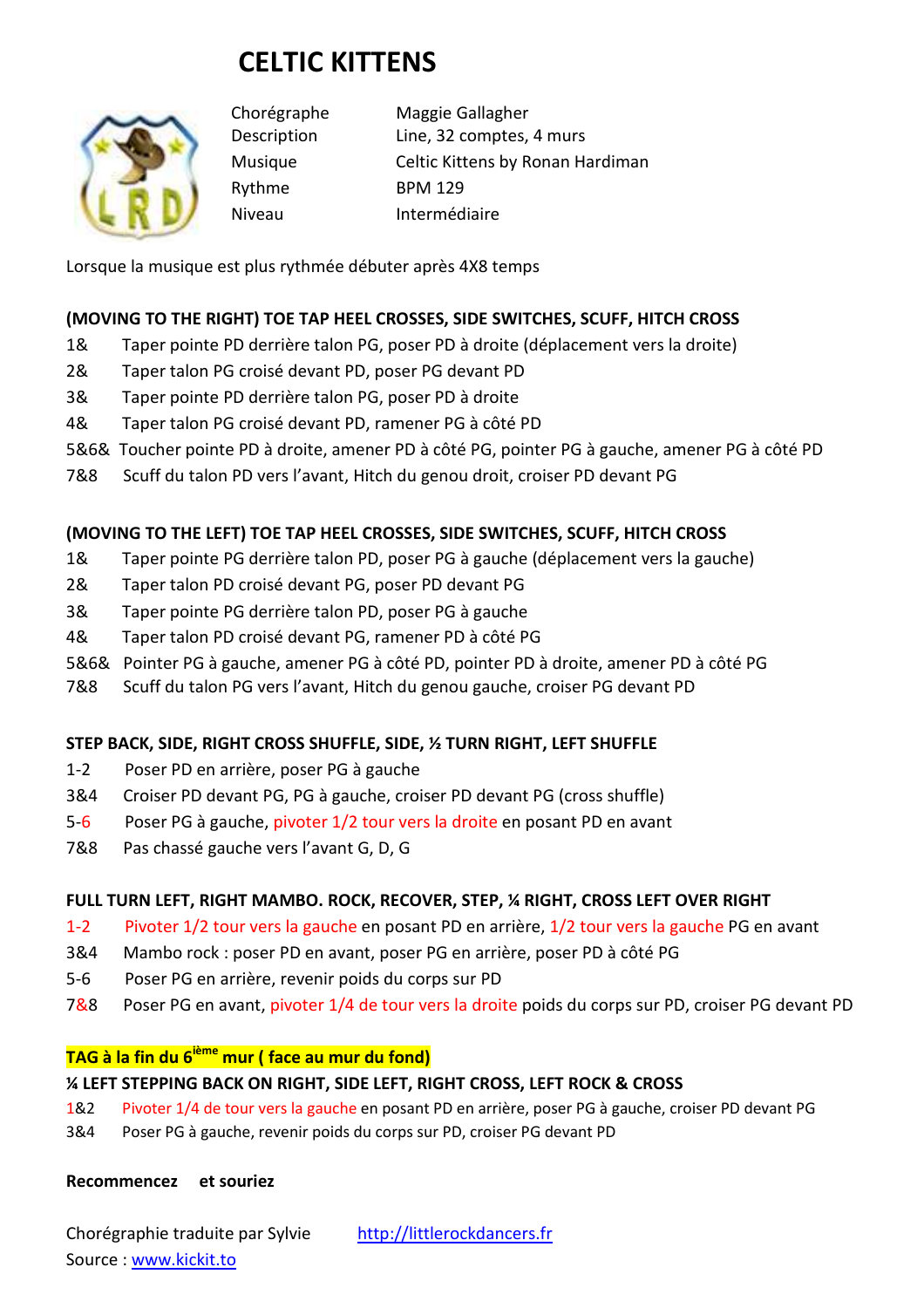# CELTIC KITTENS

| | |
|---|---|
| Chorégraphe | Maggie Gallagher |
| Description | Line, 32 comptes, 4 murs |
| Musique | Celtic Kittens by Ronan Hardiman |
| Rythme | BPM 129 |
| Niveau | Intermédiaire |

Lorsque la musique est plus rythmée débuter après 4X8 temps

**(MOVING TO THE RIGHT) TOE TAP HEEL CROSSES, SIDE SWITCHES, SCUFF, HITCH CROSS**

1& Taper pointe PD derrière talon PG, poser PD à droite (déplacement vers la droite)
2& Taper talon PG croisé devant PD, poser PG devant PD
3& Taper pointe PD derrière talon PG, poser PD à droite
4& Taper talon PG croisé devant PD, ramener PG à côté PD
5&6& Toucher pointe PD à droite, amener PD à côté PG, pointer PG à gauche, amener PG à côté PD
7&8 Scuff du talon PD vers l'avant, Hitch du genou droit, croiser PD devant PG

**(MOVING TO THE LEFT) TOE TAP HEEL CROSSES, SIDE SWITCHES, SCUFF, HITCH CROSS**

1& Taper pointe PG derrière talon PD, poser PG à gauche (déplacement vers la gauche)
2& Taper talon PD croisé devant PG, poser PD devant PG
3& Taper pointe PG derrière talon PD, poser PG à gauche
4& Taper talon PD croisé devant PG, ramener PD à côté PG
5&6& Pointer PG à gauche, amener PG à côté PD, pointer PD à droite, amener PD à côté PG
7&8 Scuff du talon PG vers l'avant, Hitch du genou gauche, croiser PG devant PD

**STEP BACK, SIDE, RIGHT CROSS SHUFFLE, SIDE, ½ TURN RIGHT, LEFT SHUFFLE**

1-2 Poser PD en arrière, poser PG à gauche
3&4 Croiser PD devant PG, PG à gauche, croiser PD devant PG (cross shuffle)
5-6 Poser PG à gauche, pivoter 1/2 tour vers la droite en posant PD en avant
7&8 Pas chassé gauche vers l'avant G, D, G

**FULL TURN LEFT, RIGHT MAMBO. ROCK, RECOVER, STEP, ¼ RIGHT, CROSS LEFT OVER RIGHT**

1-2 Pivoter 1/2 tour vers la gauche en posant PD en arrière, 1/2 tour vers la gauche PG en avant
3&4 Mambo rock : poser PD en avant, poser PG en arrière, poser PD à côté PG
5-6 Poser PG en arrière, revenir poids du corps sur PD
7&8 Poser PG en avant, pivoter 1/4 de tour vers la droite poids du corps sur PD, croiser PG devant PD

**TAG à la fin du 6ième mur ( face au mur du fond)**

**¼ LEFT STEPPING BACK ON RIGHT, SIDE LEFT, RIGHT CROSS, LEFT ROCK & CROSS**

1&2 Pivoter 1/4 de tour vers la gauche en posant PD en arrière, poser PG à gauche, croiser PD devant PG
3&4 Poser PG à gauche, revenir poids du corps sur PD, croiser PG devant PD

**Recommencez et souriez**

Chorégraphie traduite par Sylvie http://littlerockdancers.fr
Source : www.kickit.to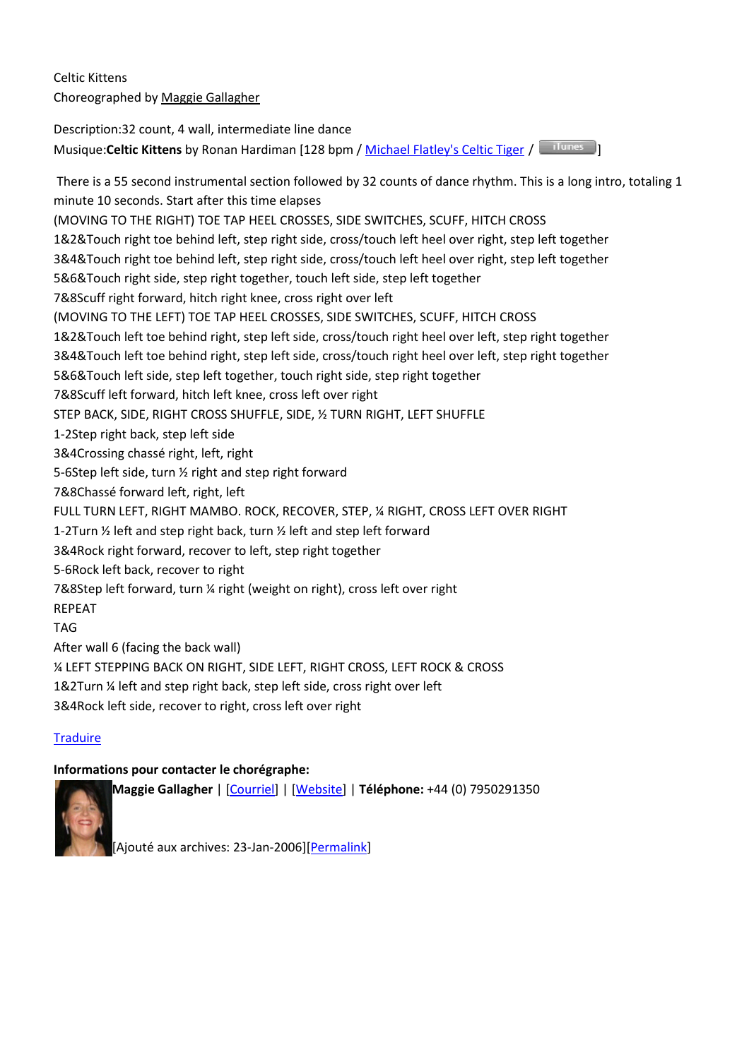Celtic Kittens

Choreographed by Maggie Gallagher

Description:32 count, 4 wall, intermediate line dance

Musique:**Celtic Kittens** by Ronan Hardiman [128 bpm / Michael Flatley's Celtic Tiger / iTunes]

There is a 55 second instrumental section followed by 32 counts of dance rhythm. This is a long intro, totaling 1 minute 10 seconds. Start after this time elapses

(MOVING TO THE RIGHT) TOE TAP HEEL CROSSES, SIDE SWITCHES, SCUFF, HITCH CROSS

1&2&Touch right toe behind left, step right side, cross/touch left heel over right, step left together

3&4&Touch right toe behind left, step right side, cross/touch left heel over right, step left together

5&6&Touch right side, step right together, touch left side, step left together

7&8Scuff right forward, hitch right knee, cross right over left

(MOVING TO THE LEFT) TOE TAP HEEL CROSSES, SIDE SWITCHES, SCUFF, HITCH CROSS

1&2&Touch left toe behind right, step left side, cross/touch right heel over left, step right together

3&4&Touch left toe behind right, step left side, cross/touch right heel over left, step right together

5&6&Touch left side, step left together, touch right side, step right together

7&8Scuff left forward, hitch left knee, cross left over right

STEP BACK, SIDE, RIGHT CROSS SHUFFLE, SIDE, ½ TURN RIGHT, LEFT SHUFFLE

1-2Step right back, step left side

3&4Crossing chassé right, left, right

5-6Step left side, turn ½ right and step right forward

7&8Chassé forward left, right, left

FULL TURN LEFT, RIGHT MAMBO. ROCK, RECOVER, STEP, ¼ RIGHT, CROSS LEFT OVER RIGHT

1-2Turn ½ left and step right back, turn ½ left and step left forward

3&4Rock right forward, recover to left, step right together

5-6Rock left back, recover to right

7&8Step left forward, turn ¼ right (weight on right), cross left over right

REPEAT

TAG

After wall 6 (facing the back wall)

¼ LEFT STEPPING BACK ON RIGHT, SIDE LEFT, RIGHT CROSS, LEFT ROCK & CROSS

1&2Turn ¼ left and step right back, step left side, cross right over left

3&4Rock left side, recover to right, cross left over right

Traduire

**Informations pour contacter le chorégraphe:**

**Maggie Gallagher** | [Courriel] | [Website] | **Téléphone:** +44 (0) 7950291350

[Ajouté aux archives: 23-Jan-2006][Permalink]